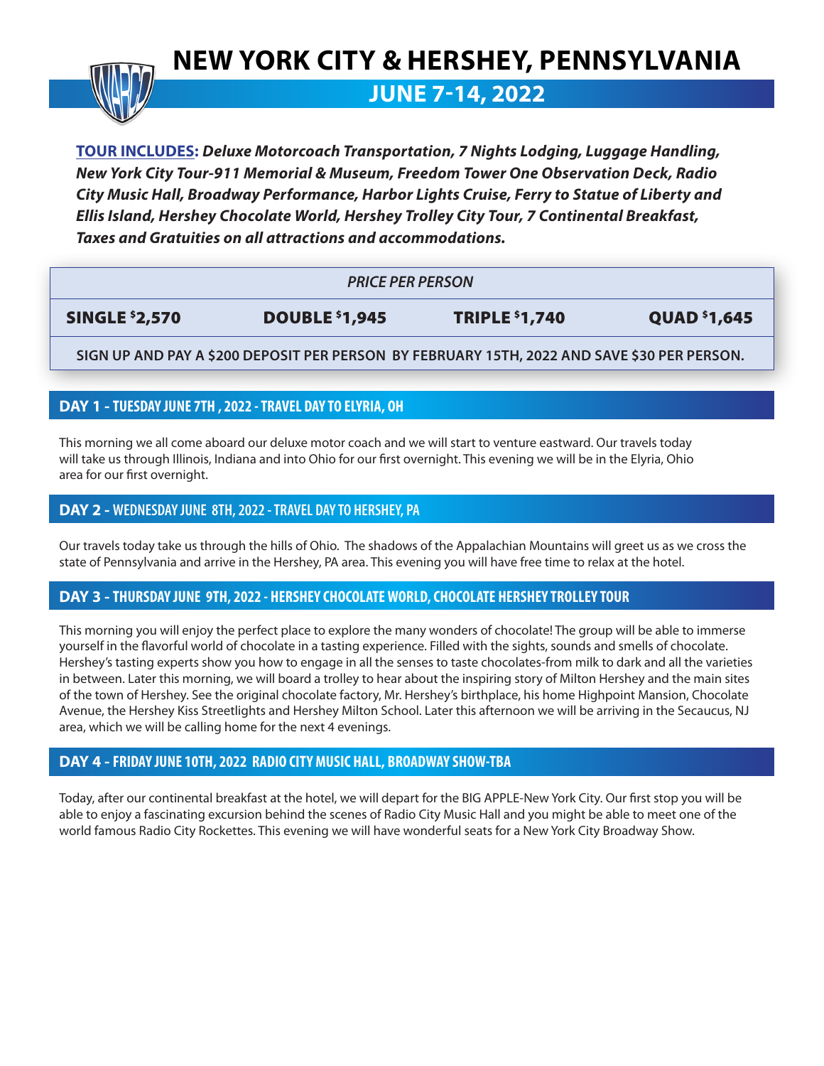# NEW YORK CITY & HERSHEY, PENNSYLVANIA

## JUNE 7-14, 2022

**TOUR INCLUDES:** ***Deluxe Motorcoach Transportation, 7 Nights Lodging, Luggage Handling, New York City Tour-911 Memorial & Museum, Freedom Tower One Observation Deck, Radio City Music Hall, Broadway Performance, Harbor Lights Cruise, Ferry to Statue of Liberty and Ellis Island, Hershey Chocolate World, Hershey Trolley City Tour, 7 Continental Breakfast, Taxes and Gratuities on all attractions and accommodations.***

| *PRICE PER PERSON* | | | |
|---|---|---|---|
| **SINGLE $2,570** | **DOUBLE $1,945** | **TRIPLE $1,740** | **QUAD $1,645** |
| **SIGN UP AND PAY A $200 DEPOSIT PER PERSON BY FEBRUARY 15TH, 2022 AND SAVE $30 PER PERSON.** | | | |

### DAY 1 - TUESDAY JUNE 7TH , 2022 - TRAVEL DAY TO ELYRIA, OH

This morning we all come aboard our deluxe motor coach and we will start to venture eastward. Our travels today will take us through Illinois, Indiana and into Ohio for our first overnight. This evening we will be in the Elyria, Ohio area for our first overnight.

### DAY 2 - WEDNESDAY JUNE 8TH, 2022 - TRAVEL DAY TO HERSHEY, PA

Our travels today take us through the hills of Ohio. The shadows of the Appalachian Mountains will greet us as we cross the state of Pennsylvania and arrive in the Hershey, PA area. This evening you will have free time to relax at the hotel.

### DAY 3 - THURSDAY JUNE 9TH, 2022 - HERSHEY CHOCOLATE WORLD, CHOCOLATE HERSHEY TROLLEY TOUR

This morning you will enjoy the perfect place to explore the many wonders of chocolate! The group will be able to immerse yourself in the flavorful world of chocolate in a tasting experience. Filled with the sights, sounds and smells of chocolate. Hershey's tasting experts show you how to engage in all the senses to taste chocolates-from milk to dark and all the varieties in between. Later this morning, we will board a trolley to hear about the inspiring story of Milton Hershey and the main sites of the town of Hershey. See the original chocolate factory, Mr. Hershey's birthplace, his home Highpoint Mansion, Chocolate Avenue, the Hershey Kiss Streetlights and Hershey Milton School. Later this afternoon we will be arriving in the Secaucus, NJ area, which we will be calling home for the next 4 evenings.

### DAY 4 - FRIDAY JUNE 10TH, 2022 RADIO CITY MUSIC HALL, BROADWAY SHOW-TBA

Today, after our continental breakfast at the hotel, we will depart for the BIG APPLE-New York City. Our first stop you will be able to enjoy a fascinating excursion behind the scenes of Radio City Music Hall and you might be able to meet one of the world famous Radio City Rockettes. This evening we will have wonderful seats for a New York City Broadway Show.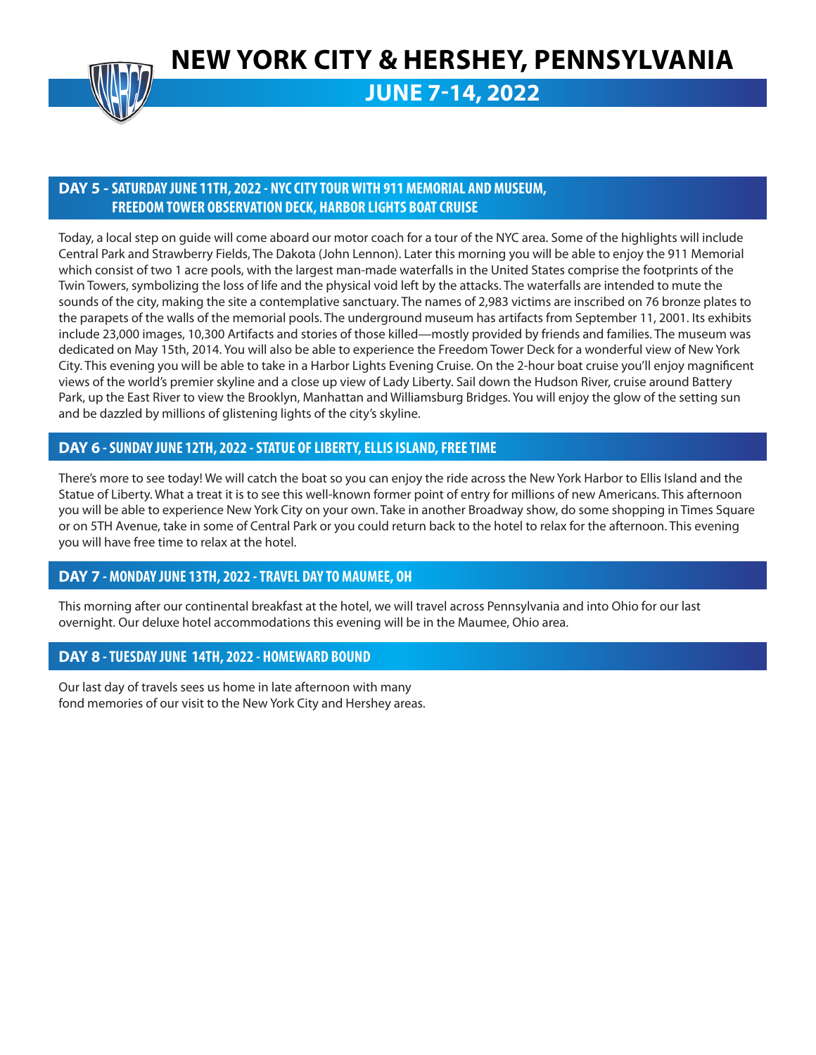# NEW YORK CITY & HERSHEY, PENNSYLVANIA

## JUNE 7-14, 2022

### DAY 5 - SATURDAY JUNE 11TH, 2022 - NYC CITY TOUR WITH 911 MEMORIAL AND MUSEUM, FREEDOM TOWER OBSERVATION DECK, HARBOR LIGHTS BOAT CRUISE

Today, a local step on guide will come aboard our motor coach for a tour of the NYC area. Some of the highlights will include Central Park and Strawberry Fields, The Dakota (John Lennon). Later this morning you will be able to enjoy the 911 Memorial which consist of two 1 acre pools, with the largest man-made waterfalls in the United States comprise the footprints of the Twin Towers, symbolizing the loss of life and the physical void left by the attacks. The waterfalls are intended to mute the sounds of the city, making the site a contemplative sanctuary. The names of 2,983 victims are inscribed on 76 bronze plates to the parapets of the walls of the memorial pools. The underground museum has artifacts from September 11, 2001. Its exhibits include 23,000 images, 10,300 Artifacts and stories of those killed—mostly provided by friends and families. The museum was dedicated on May 15th, 2014. You will also be able to experience the Freedom Tower Deck for a wonderful view of New York City. This evening you will be able to take in a Harbor Lights Evening Cruise. On the 2-hour boat cruise you'll enjoy magnificent views of the world's premier skyline and a close up view of Lady Liberty. Sail down the Hudson River, cruise around Battery Park, up the East River to view the Brooklyn, Manhattan and Williamsburg Bridges. You will enjoy the glow of the setting sun and be dazzled by millions of glistening lights of the city's skyline.

### DAY 6 - SUNDAY JUNE 12TH, 2022 - STATUE OF LIBERTY, ELLIS ISLAND, FREE TIME

There's more to see today! We will catch the boat so you can enjoy the ride across the New York Harbor to Ellis Island and the Statue of Liberty. What a treat it is to see this well-known former point of entry for millions of new Americans. This afternoon you will be able to experience New York City on your own. Take in another Broadway show, do some shopping in Times Square or on 5TH Avenue, take in some of Central Park or you could return back to the hotel to relax for the afternoon. This evening you will have free time to relax at the hotel.

### DAY 7 - MONDAY JUNE 13TH, 2022 - TRAVEL DAY TO MAUMEE, OH

This morning after our continental breakfast at the hotel, we will travel across Pennsylvania and into Ohio for our last overnight. Our deluxe hotel accommodations this evening will be in the Maumee, Ohio area.

### DAY 8 - TUESDAY JUNE 14TH, 2022 - HOMEWARD BOUND

Our last day of travels sees us home in late afternoon with many fond memories of our visit to the New York City and Hershey areas.